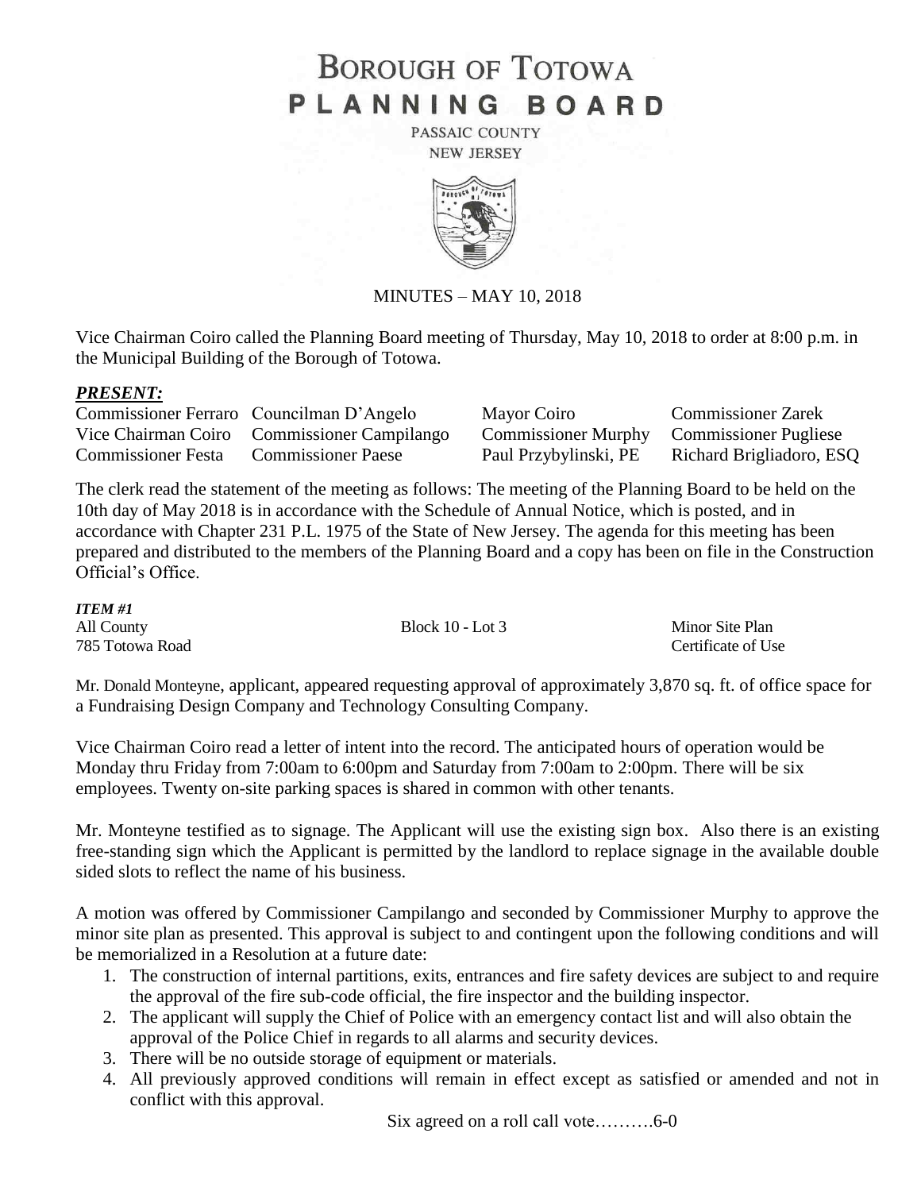# BOROUGH OF TOTOWA
# PLANNING BOARD

PASSAIC COUNTY
NEW JERSEY

MINUTES – MAY 10, 2018

Vice Chairman Coiro called the Planning Board meeting of Thursday, May 10, 2018 to order at 8:00 p.m. in the Municipal Building of the Borough of Totowa.

***PRESENT:***

| | | | |
|---|---|---|---|
| Commissioner Ferraro | Councilman D'Angelo | Mayor Coiro | Commissioner Zarek |
| Vice Chairman Coiro | Commissioner Campilango | Commissioner Murphy | Commissioner Pugliese |
| Commissioner Festa | Commissioner Paese | Paul Przybylinski, PE | Richard Brigliadoro, ESQ |

The clerk read the statement of the meeting as follows: The meeting of the Planning Board to be held on the 10th day of May 2018 is in accordance with the Schedule of Annual Notice, which is posted, and in accordance with Chapter 231 P.L. 1975 of the State of New Jersey. The agenda for this meeting has been prepared and distributed to the members of the Planning Board and a copy has been on file in the Construction Official's Office.

***ITEM #1***

| | | |
|---|---|---|
| All County | Block 10 - Lot 3 | Minor Site Plan |
| 785 Totowa Road | | Certificate of Use |

Mr. Donald Monteyne, applicant, appeared requesting approval of approximately 3,870 sq. ft. of office space for a Fundraising Design Company and Technology Consulting Company.

Vice Chairman Coiro read a letter of intent into the record. The anticipated hours of operation would be Monday thru Friday from 7:00am to 6:00pm and Saturday from 7:00am to 2:00pm. There will be six employees. Twenty on-site parking spaces is shared in common with other tenants.

Mr. Monteyne testified as to signage. The Applicant will use the existing sign box. Also there is an existing free-standing sign which the Applicant is permitted by the landlord to replace signage in the available double sided slots to reflect the name of his business.

A motion was offered by Commissioner Campilango and seconded by Commissioner Murphy to approve the minor site plan as presented. This approval is subject to and contingent upon the following conditions and will be memorialized in a Resolution at a future date:

1. The construction of internal partitions, exits, entrances and fire safety devices are subject to and require the approval of the fire sub-code official, the fire inspector and the building inspector.
2. The applicant will supply the Chief of Police with an emergency contact list and will also obtain the approval of the Police Chief in regards to all alarms and security devices.
3. There will be no outside storage of equipment or materials.
4. All previously approved conditions will remain in effect except as satisfied or amended and not in conflict with this approval.

Six agreed on a roll call vote……….6-0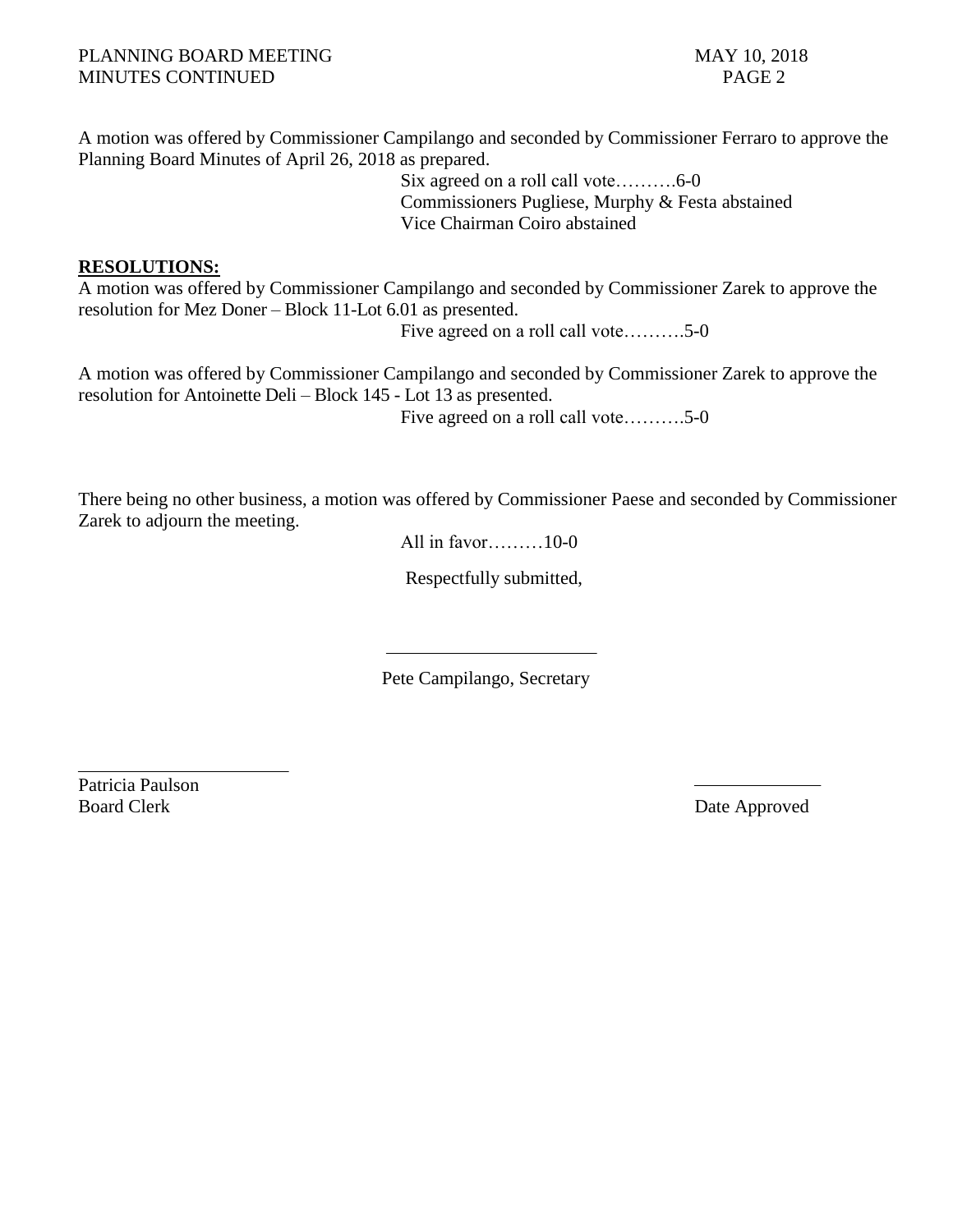A motion was offered by Commissioner Campilango and seconded by Commissioner Ferraro to approve the Planning Board Minutes of April 26, 2018 as prepared.

Six agreed on a roll call vote……….6-0
Commissioners Pugliese, Murphy & Festa abstained
Vice Chairman Coiro abstained

**RESOLUTIONS:**

A motion was offered by Commissioner Campilango and seconded by Commissioner Zarek to approve the resolution for Mez Doner – Block 11-Lot 6.01 as presented.

Five agreed on a roll call vote……….5-0

A motion was offered by Commissioner Campilango and seconded by Commissioner Zarek to approve the resolution for Antoinette Deli – Block 145 - Lot 13 as presented.

Five agreed on a roll call vote……….5-0

There being no other business, a motion was offered by Commissioner Paese and seconded by Commissioner Zarek to adjourn the meeting.

All in favor………10-0

Respectfully submitted,

\_\_\_\_\_\_\_\_\_\_\_\_\_\_\_\_\_\_\_\_\_\_\_

Pete Campilango, Secretary

\_\_\_\_\_\_\_\_\_\_\_\_\_\_\_\_\_\_\_\_\_\_\_

Patricia Paulson
Board Clerk

\_\_\_\_\_\_\_\_\_\_\_\_\_

Date Approved